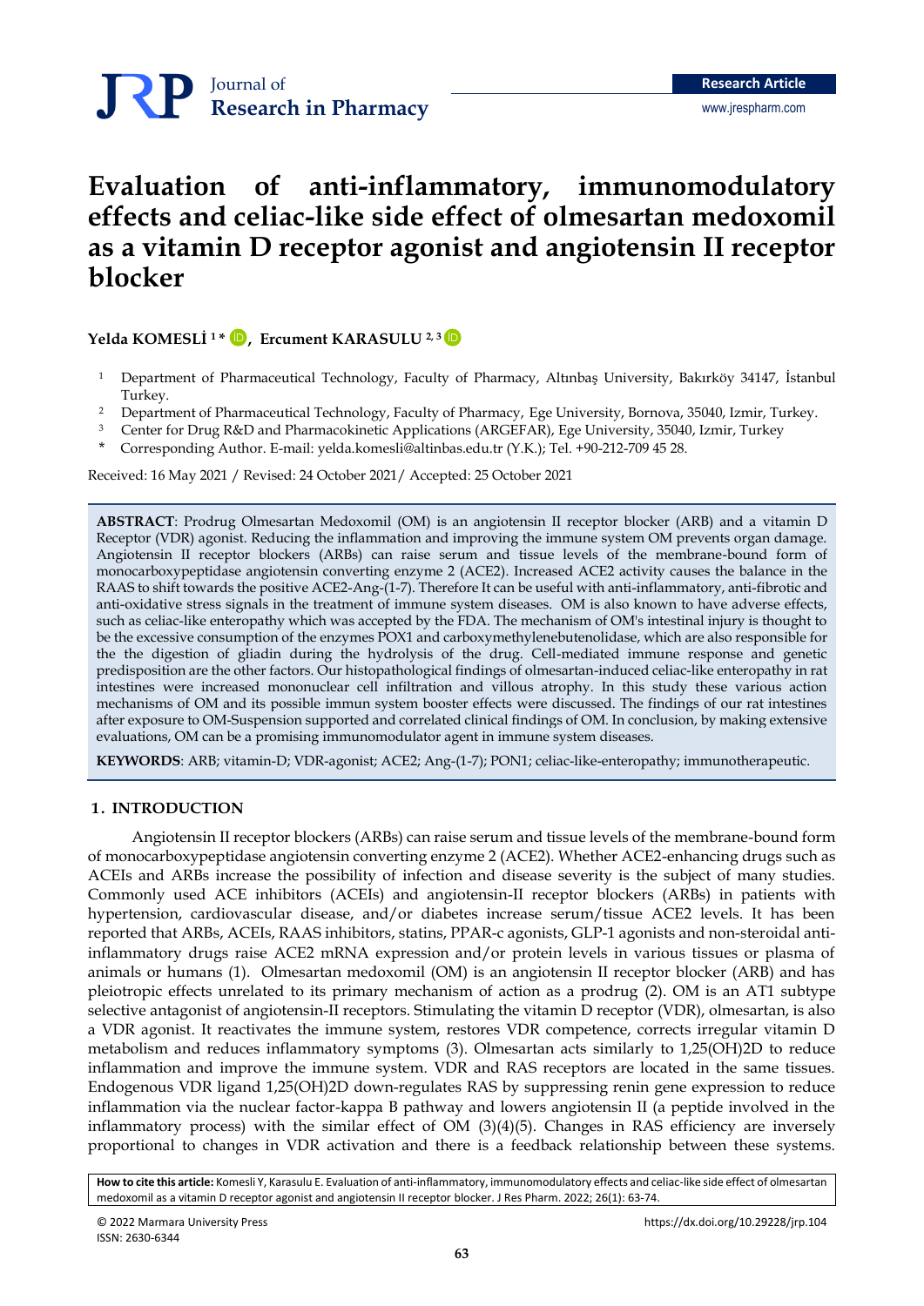# Evaluation of anti-inflammatory, immunomodulatory effects and celiac-like side effect of olmesartan medoxomil as a vitamin D receptor agonist and angiotensin II receptor blocker

**Yelda KOMESLİ [1]*, Ercument KARASULU [2,3]**

[1] Department of Pharmaceutical Technology, Faculty of Pharmacy, Altınbaş University, Bakırköy 34147, İstanbul Turkey.
[2] Department of Pharmaceutical Technology, Faculty of Pharmacy, Ege University, Bornova, 35040, Izmir, Turkey.
[3] Center for Drug R&D and Pharmacokinetic Applications (ARGEFAR), Ege University, 35040, Izmir, Turkey
* Corresponding Author. E-mail: yelda.komesli@altinbas.edu.tr (Y.K.); Tel. +90-212-709 45 28.

Received: 16 May 2021 / Revised: 24 October 2021/ Accepted: 25 October 2021

**ABSTRACT**: Prodrug Olmesartan Medoxomil (OM) is an angiotensin II receptor blocker (ARB) and a vitamin D Receptor (VDR) agonist. Reducing the inflammation and improving the immune system OM prevents organ damage. Angiotensin II receptor blockers (ARBs) can raise serum and tissue levels of the membrane-bound form of monocarboxypeptidase angiotensin converting enzyme 2 (ACE2). Increased ACE2 activity causes the balance in the RAAS to shift towards the positive ACE2-Ang-(1-7). Therefore It can be useful with anti-inflammatory, anti-fibrotic and anti-oxidative stress signals in the treatment of immune system diseases. OM is also known to have adverse effects, such as celiac-like enteropathy which was accepted by the FDA. The mechanism of OM's intestinal injury is thought to be the excessive consumption of the enzymes POX1 and carboxymethylenebutenolidase, which are also responsible for the the digestion of gliadin during the hydrolysis of the drug. Cell-mediated immune response and genetic predisposition are the other factors. Our histopathological findings of olmesartan-induced celiac-like enteropathy in rat intestines were increased mononuclear cell infiltration and villous atrophy. In this study these various action mechanisms of OM and its possible immun system booster effects were discussed. The findings of our rat intestines after exposure to OM-Suspension supported and correlated clinical findings of OM. In conclusion, by making extensive evaluations, OM can be a promising immunomodulator agent in immune system diseases.

**KEYWORDS**: ARB; vitamin-D; VDR-agonist; ACE2; Ang-(1-7); PON1; celiac-like-enteropathy; immunotherapeutic.

## 1. INTRODUCTION

Angiotensin II receptor blockers (ARBs) can raise serum and tissue levels of the membrane-bound form of monocarboxypeptidase angiotensin converting enzyme 2 (ACE2). Whether ACE2-enhancing drugs such as ACEIs and ARBs increase the possibility of infection and disease severity is the subject of many studies. Commonly used ACE inhibitors (ACEIs) and angiotensin-II receptor blockers (ARBs) in patients with hypertension, cardiovascular disease, and/or diabetes increase serum/tissue ACE2 levels. It has been reported that ARBs, ACEIs, RAAS inhibitors, statins, PPAR-c agonists, GLP-1 agonists and non-steroidal anti-inflammatory drugs raise ACE2 mRNA expression and/or protein levels in various tissues or plasma of animals or humans (1). Olmesartan medoxomil (OM) is an angiotensin II receptor blocker (ARB) and has pleiotropic effects unrelated to its primary mechanism of action as a prodrug (2). OM is an AT1 subtype selective antagonist of angiotensin-II receptors. Stimulating the vitamin D receptor (VDR), olmesartan, is also a VDR agonist. It reactivates the immune system, restores VDR competence, corrects irregular vitamin D metabolism and reduces inflammatory symptoms (3). Olmesartan acts similarly to 1,25(OH)2D to reduce inflammation and improve the immune system. VDR and RAS receptors are located in the same tissues. Endogenous VDR ligand 1,25(OH)2D down-regulates RAS by suppressing renin gene expression to reduce inflammation via the nuclear factor-kappa B pathway and lowers angiotensin II (a peptide involved in the inflammatory process) with the similar effect of OM (3)(4)(5). Changes in RAS efficiency are inversely proportional to changes in VDR activation and there is a feedback relationship between these systems.

**How to cite this article:** Komesli Y, Karasulu E. Evaluation of anti-inflammatory, immunomodulatory effects and celiac-like side effect of olmesartan medoxomil as a vitamin D receptor agonist and angiotensin II receptor blocker. J Res Pharm. 2022; 26(1): 63-74.

© 2022 Marmara University Press
ISSN: 2630-6344
https://dx.doi.org/10.29228/jrp.104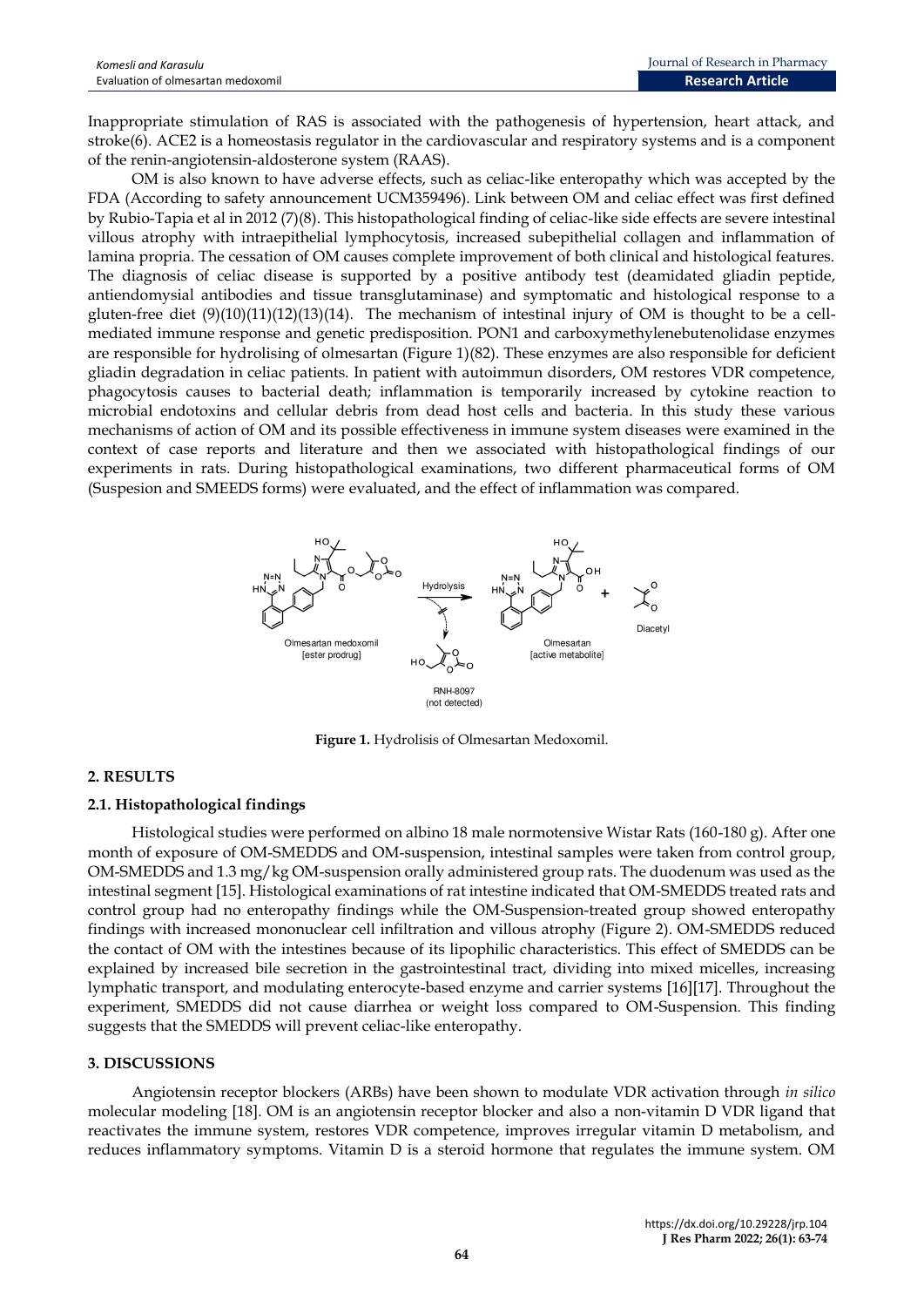Inappropriate stimulation of RAS is associated with the pathogenesis of hypertension, heart attack, and stroke(6). ACE2 is a homeostasis regulator in the cardiovascular and respiratory systems and is a component of the renin-angiotensin-aldosterone system (RAAS).

OM is also known to have adverse effects, such as celiac-like enteropathy which was accepted by the FDA (According to safety announcement UCM359496). Link between OM and celiac effect was first defined by Rubio-Tapia et al in 2012 (7)(8). This histopathological finding of celiac-like side effects are severe intestinal villous atrophy with intraepithelial lymphocytosis, increased subepithelial collagen and inflammation of lamina propria. The cessation of OM causes complete improvement of both clinical and histological features. The diagnosis of celiac disease is supported by a positive antibody test (deamidated gliadin peptide, antiendomysial antibodies and tissue transglutaminase) and symptomatic and histological response to a gluten-free diet (9)(10)(11)(12)(13)(14). The mechanism of intestinal injury of OM is thought to be a cell-mediated immune response and genetic predisposition. PON1 and carboxymethylenebutenolidase enzymes are responsible for hydrolising of olmesartan (Figure 1)(82). These enzymes are also responsible for deficient gliadin degradation in celiac patients. In patient with autoimmun disorders, OM restores VDR competence, phagocytosis causes to bacterial death; inflammation is temporarily increased by cytokine reaction to microbial endotoxins and cellular debris from dead host cells and bacteria. In this study these various mechanisms of action of OM and its possible effectiveness in immune system diseases were examined in the context of case reports and literature and then we associated with histopathological findings of our experiments in rats. During histopathological examinations, two different pharmaceutical forms of OM (Suspesion and SMEEDS forms) were evaluated, and the effect of inflammation was compared.

**Figure 1.** Hydrolisis of Olmesartan Medoxomil.

## 2. RESULTS

### 2.1. Histopathological findings

Histological studies were performed on albino 18 male normotensive Wistar Rats (160-180 g). After one month of exposure of OM-SMEDDS and OM-suspension, intestinal samples were taken from control group, OM-SMEDDS and 1.3 mg/kg OM-suspension orally administered group rats. The duodenum was used as the intestinal segment [15]. Histological examinations of rat intestine indicated that OM-SMEDDS treated rats and control group had no enteropathy findings while the OM-Suspension-treated group showed enteropathy findings with increased mononuclear cell infiltration and villous atrophy (Figure 2). OM-SMEDDS reduced the contact of OM with the intestines because of its lipophilic characteristics. This effect of SMEDDS can be explained by increased bile secretion in the gastrointestinal tract, dividing into mixed micelles, increasing lymphatic transport, and modulating enterocyte-based enzyme and carrier systems [16][17]. Throughout the experiment, SMEDDS did not cause diarrhea or weight loss compared to OM-Suspension. This finding suggests that the SMEDDS will prevent celiac-like enteropathy.

## 3. DISCUSSIONS

Angiotensin receptor blockers (ARBs) have been shown to modulate VDR activation through *in silico* molecular modeling [18]. OM is an angiotensin receptor blocker and also a non-vitamin D VDR ligand that reactivates the immune system, restores VDR competence, improves irregular vitamin D metabolism, and reduces inflammatory symptoms. Vitamin D is a steroid hormone that regulates the immune system. OM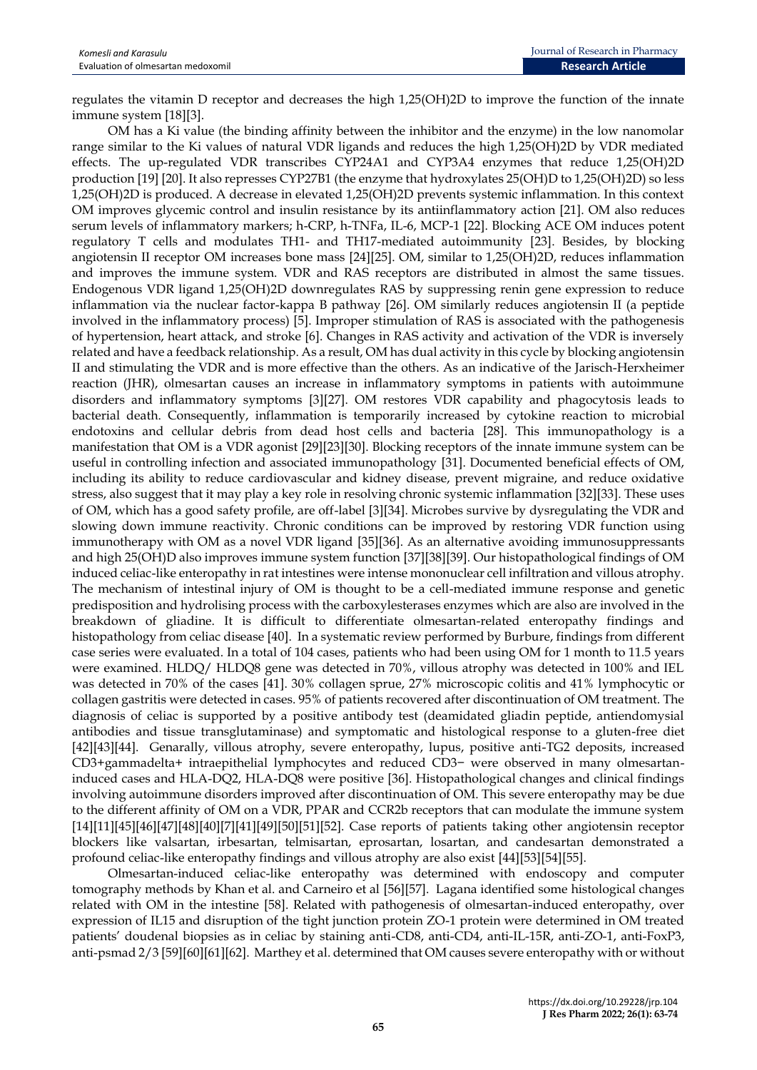regulates the vitamin D receptor and decreases the high 1,25(OH)2D to improve the function of the innate immune system [18][3].

OM has a Ki value (the binding affinity between the inhibitor and the enzyme) in the low nanomolar range similar to the Ki values of natural VDR ligands and reduces the high 1,25(OH)2D by VDR mediated effects. The up-regulated VDR transcribes CYP24A1 and CYP3A4 enzymes that reduce 1,25(OH)2D production [19] [20]. It also represses CYP27B1 (the enzyme that hydroxylates 25(OH)D to 1,25(OH)2D) so less 1,25(OH)2D is produced. A decrease in elevated 1,25(OH)2D prevents systemic inflammation. In this context OM improves glycemic control and insulin resistance by its antiinflammatory action [21]. OM also reduces serum levels of inflammatory markers; h-CRP, h-TNFa, IL-6, MCP-1 [22]. Blocking ACE OM induces potent regulatory T cells and modulates TH1- and TH17-mediated autoimmunity [23]. Besides, by blocking angiotensin II receptor OM increases bone mass [24][25]. OM, similar to 1,25(OH)2D, reduces inflammation and improves the immune system. VDR and RAS receptors are distributed in almost the same tissues. Endogenous VDR ligand 1,25(OH)2D downregulates RAS by suppressing renin gene expression to reduce inflammation via the nuclear factor-kappa B pathway [26]. OM similarly reduces angiotensin II (a peptide involved in the inflammatory process) [5]. Improper stimulation of RAS is associated with the pathogenesis of hypertension, heart attack, and stroke [6]. Changes in RAS activity and activation of the VDR is inversely related and have a feedback relationship. As a result, OM has dual activity in this cycle by blocking angiotensin II and stimulating the VDR and is more effective than the others. As an indicative of the Jarisch-Herxheimer reaction (JHR), olmesartan causes an increase in inflammatory symptoms in patients with autoimmune disorders and inflammatory symptoms [3][27]. OM restores VDR capability and phagocytosis leads to bacterial death. Consequently, inflammation is temporarily increased by cytokine reaction to microbial endotoxins and cellular debris from dead host cells and bacteria [28]. This immunopathology is a manifestation that OM is a VDR agonist [29][23][30]. Blocking receptors of the innate immune system can be useful in controlling infection and associated immunopathology [31]. Documented beneficial effects of OM, including its ability to reduce cardiovascular and kidney disease, prevent migraine, and reduce oxidative stress, also suggest that it may play a key role in resolving chronic systemic inflammation [32][33]. These uses of OM, which has a good safety profile, are off-label [3][34]. Microbes survive by dysregulating the VDR and slowing down immune reactivity. Chronic conditions can be improved by restoring VDR function using immunotherapy with OM as a novel VDR ligand [35][36]. As an alternative avoiding immunosuppressants and high 25(OH)D also improves immune system function [37][38][39]. Our histopathological findings of OM induced celiac-like enteropathy in rat intestines were intense mononuclear cell infiltration and villous atrophy. The mechanism of intestinal injury of OM is thought to be a cell-mediated immune response and genetic predisposition and hydrolising process with the carboxylesterases enzymes which are also involved in the breakdown of gliadine. It is difficult to differentiate olmesartan-related enteropathy findings and histopathology from celiac disease [40]. In a systematic review performed by Burbure, findings from different case series were evaluated. In a total of 104 cases, patients who had been using OM for 1 month to 11.5 years were examined. HLDQ/ HLDQ8 gene was detected in 70%, villous atrophy was detected in 100% and IEL was detected in 70% of the cases [41]. 30% collagen sprue, 27% microscopic colitis and 41% lymphocytic or collagen gastritis were detected in cases. 95% of patients recovered after discontinuation of OM treatment. The diagnosis of celiac is supported by a positive antibody test (deamidated gliadin peptide, antiendomysial antibodies and tissue transglutaminase) and symptomatic and histological response to a gluten-free diet [42][43][44]. Genarally, villous atrophy, severe enteropathy, lupus, positive anti-TG2 deposits, increased CD3+gammadelta+ intraepithelial lymphocytes and reduced CD3− were observed in many olmesartan-induced cases and HLA-DQ2, HLA-DQ8 were positive [36]. Histopathological changes and clinical findings involving autoimmune disorders improved after discontinuation of OM. This severe enteropathy may be due to the different affinity of OM on a VDR, PPAR and CCR2b receptors that can modulate the immune system [14][11][45][46][47][48][40][7][41][49][50][51][52]. Case reports of patients taking other angiotensin receptor blockers like valsartan, irbesartan, telmisartan, eprosartan, losartan, and candesartan demonstrated a profound celiac-like enteropathy findings and villous atrophy are also exist [44][53][54][55].

Olmesartan-induced celiac-like enteropathy was determined with endoscopy and computer tomography methods by Khan et al. and Carneiro et al [56][57]. Lagana identified some histological changes related with OM in the intestine [58]. Related with pathogenesis of olmesartan-induced enteropathy, over expression of IL15 and disruption of the tight junction protein ZO-1 protein were determined in OM treated patients' doudenal biopsies as in celiac by staining anti-CD8, anti-CD4, anti-IL-15R, anti-ZO-1, anti-FoxP3, anti-psmad 2/3 [59][60][61][62]. Marthey et al. determined that OM causes severe enteropathy with or without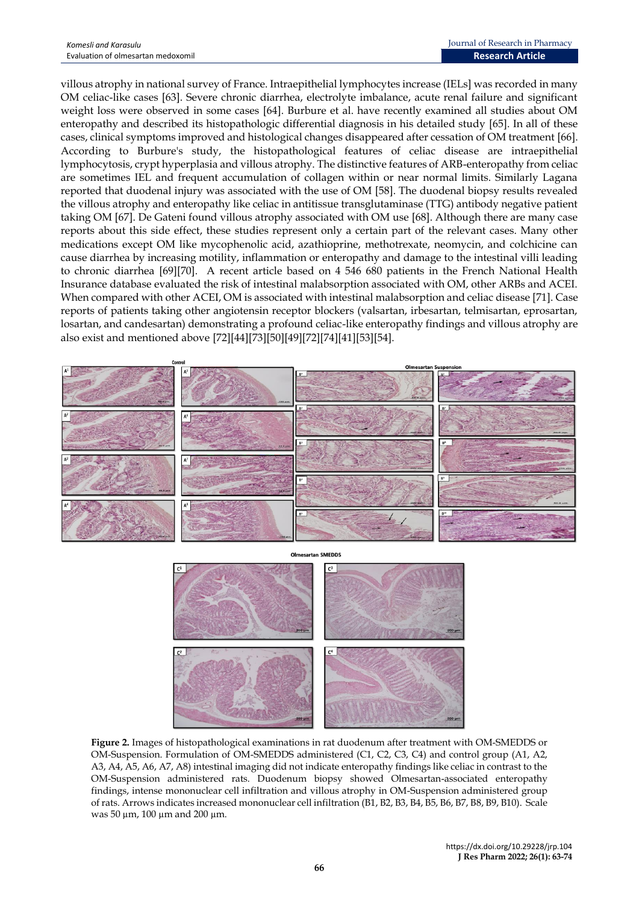villous atrophy in national survey of France. Intraepithelial lymphocytes increase (IELs] was recorded in many OM celiac-like cases [63]. Severe chronic diarrhea, electrolyte imbalance, acute renal failure and significant weight loss were observed in some cases [64]. Burbure et al. have recently examined all studies about OM enteropathy and described its histopathologic differential diagnosis in his detailed study [65]. In all of these cases, clinical symptoms improved and histological changes disappeared after cessation of OM treatment [66]. According to Burbure's study, the histopathological features of celiac disease are intraepithelial lymphocytosis, crypt hyperplasia and villous atrophy. The distinctive features of ARB-enteropathy from celiac are sometimes IEL and frequent accumulation of collagen within or near normal limits. Similarly Lagana reported that duodenal injury was associated with the use of OM [58]. The duodenal biopsy results revealed the villous atrophy and enteropathy like celiac in antitissue transglutaminase (TTG) antibody negative patient taking OM [67]. De Gateni found villous atrophy associated with OM use [68]. Although there are many case reports about this side effect, these studies represent only a certain part of the relevant cases. Many other medications except OM like mycophenolic acid, azathioprine, methotrexate, neomycin, and colchicine can cause diarrhea by increasing motility, inflammation or enteropathy and damage to the intestinal villi leading to chronic diarrhea [69][70]. A recent article based on 4 546 680 patients in the French National Health Insurance database evaluated the risk of intestinal malabsorption associated with OM, other ARBs and ACEI. When compared with other ACEI, OM is associated with intestinal malabsorption and celiac disease [71]. Case reports of patients taking other angiotensin receptor blockers (valsartan, irbesartan, telmisartan, eprosartan, losartan, and candesartan) demonstrating a profound celiac-like enteropathy findings and villous atrophy are also exist and mentioned above [72][44][73][50][49][72][74][41][53][54].

**Figure 2.** Images of histopathological examinations in rat duodenum after treatment with OM-SMEDDS or OM-Suspension. Formulation of OM-SMEDDS administered (C1, C2, C3, C4) and control group (A1, A2, A3, A4, A5, A6, A7, A8) intestinal imaging did not indicate enteropathy findings like celiac in contrast to the OM-Suspension administered rats. Duodenum biopsy showed Olmesartan-associated enteropathy findings, intense mononuclear cell infiltration and villous atrophy in OM-Suspension administered group of rats. Arrows indicates increased mononuclear cell infiltration (B1, B2, B3, B4, B5, B6, B7, B8, B9, B10). Scale was 50 µm, 100 µm and 200 µm.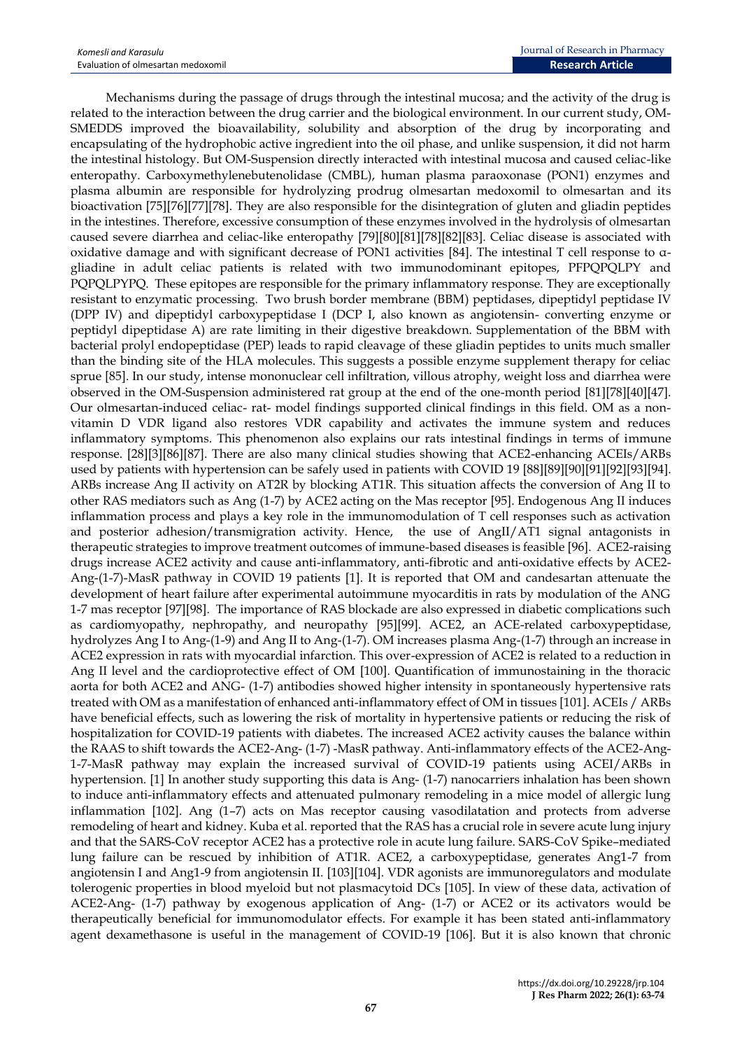Mechanisms during the passage of drugs through the intestinal mucosa; and the activity of the drug is related to the interaction between the drug carrier and the biological environment. In our current study, OM-SMEDDS improved the bioavailability, solubility and absorption of the drug by incorporating and encapsulating of the hydrophobic active ingredient into the oil phase, and unlike suspension, it did not harm the intestinal histology. But OM-Suspension directly interacted with intestinal mucosa and caused celiac-like enteropathy. Carboxymethylenebutenolidase (CMBL), human plasma paraoxonase (PON1) enzymes and plasma albumin are responsible for hydrolyzing prodrug olmesartan medoxomil to olmesartan and its bioactivation [75][76][77][78]. They are also responsible for the disintegration of gluten and gliadin peptides in the intestines. Therefore, excessive consumption of these enzymes involved in the hydrolysis of olmesartan caused severe diarrhea and celiac-like enteropathy [79][80][81][78][82][83]. Celiac disease is associated with oxidative damage and with significant decrease of PON1 activities [84]. The intestinal T cell response to α-gliadine in adult celiac patients is related with two immunodominant epitopes, PFPQPQLPY and PQPQLPYPQ. These epitopes are responsible for the primary inflammatory response. They are exceptionally resistant to enzymatic processing. Two brush border membrane (BBM) peptidases, dipeptidyl peptidase IV (DPP IV) and dipeptidyl carboxypeptidase I (DCP I, also known as angiotensin- converting enzyme or peptidyl dipeptidase A) are rate limiting in their digestive breakdown. Supplementation of the BBM with bacterial prolyl endopeptidase (PEP) leads to rapid cleavage of these gliadin peptides to units much smaller than the binding site of the HLA molecules. This suggests a possible enzyme supplement therapy for celiac sprue [85]. In our study, intense mononuclear cell infiltration, villous atrophy, weight loss and diarrhea were observed in the OM-Suspension administered rat group at the end of the one-month period [81][78][40][47]. Our olmesartan-induced celiac- rat- model findings supported clinical findings in this field. OM as a non-vitamin D VDR ligand also restores VDR capability and activates the immune system and reduces inflammatory symptoms. This phenomenon also explains our rats intestinal findings in terms of immune response. [28][3][86][87]. There are also many clinical studies showing that ACE2-enhancing ACEIs/ARBs used by patients with hypertension can be safely used in patients with COVID 19 [88][89][90][91][92][93][94]. ARBs increase Ang II activity on AT2R by blocking AT1R. This situation affects the conversion of Ang II to other RAS mediators such as Ang (1-7) by ACE2 acting on the Mas receptor [95]. Endogenous Ang II induces inflammation process and plays a key role in the immunomodulation of T cell responses such as activation and posterior adhesion/transmigration activity. Hence, the use of AngII/AT1 signal antagonists in therapeutic strategies to improve treatment outcomes of immune-based diseases is feasible [96]. ACE2-raising drugs increase ACE2 activity and cause anti-inflammatory, anti-fibrotic and anti-oxidative effects by ACE2-Ang-(1-7)-MasR pathway in COVID 19 patients [1]. It is reported that OM and candesartan attenuate the development of heart failure after experimental autoimmune myocarditis in rats by modulation of the ANG 1-7 mas receptor [97][98]. The importance of RAS blockade are also expressed in diabetic complications such as cardiomyopathy, nephropathy, and neuropathy [95][99]. ACE2, an ACE-related carboxypeptidase, hydrolyzes Ang I to Ang-(1-9) and Ang II to Ang-(1-7). OM increases plasma Ang-(1-7) through an increase in ACE2 expression in rats with myocardial infarction. This over-expression of ACE2 is related to a reduction in Ang II level and the cardioprotective effect of OM [100]. Quantification of immunostaining in the thoracic aorta for both ACE2 and ANG- (1-7) antibodies showed higher intensity in spontaneously hypertensive rats treated with OM as a manifestation of enhanced anti-inflammatory effect of OM in tissues [101]. ACEIs / ARBs have beneficial effects, such as lowering the risk of mortality in hypertensive patients or reducing the risk of hospitalization for COVID-19 patients with diabetes. The increased ACE2 activity causes the balance within the RAAS to shift towards the ACE2-Ang- (1-7) -MasR pathway. Anti-inflammatory effects of the ACE2-Ang-1-7-MasR pathway may explain the increased survival of COVID-19 patients using ACEI/ARBs in hypertension. [1] In another study supporting this data is Ang- (1-7) nanocarriers inhalation has been shown to induce anti-inflammatory effects and attenuated pulmonary remodeling in a mice model of allergic lung inflammation [102]. Ang (1–7) acts on Mas receptor causing vasodilatation and protects from adverse remodeling of heart and kidney. Kuba et al. reported that the RAS has a crucial role in severe acute lung injury and that the SARS-CoV receptor ACE2 has a protective role in acute lung failure. SARS-CoV Spike–mediated lung failure can be rescued by inhibition of AT1R. ACE2, a carboxypeptidase, generates Ang1-7 from angiotensin I and Ang1-9 from angiotensin II. [103][104]. VDR agonists are immunoregulators and modulate tolerogenic properties in blood myeloid but not plasmacytoid DCs [105]. In view of these data, activation of ACE2-Ang- (1-7) pathway by exogenous application of Ang- (1-7) or ACE2 or its activators would be therapeutically beneficial for immunomodulator effects. For example it has been stated anti-inflammatory agent dexamethasone is useful in the management of COVID-19 [106]. But it is also known that chronic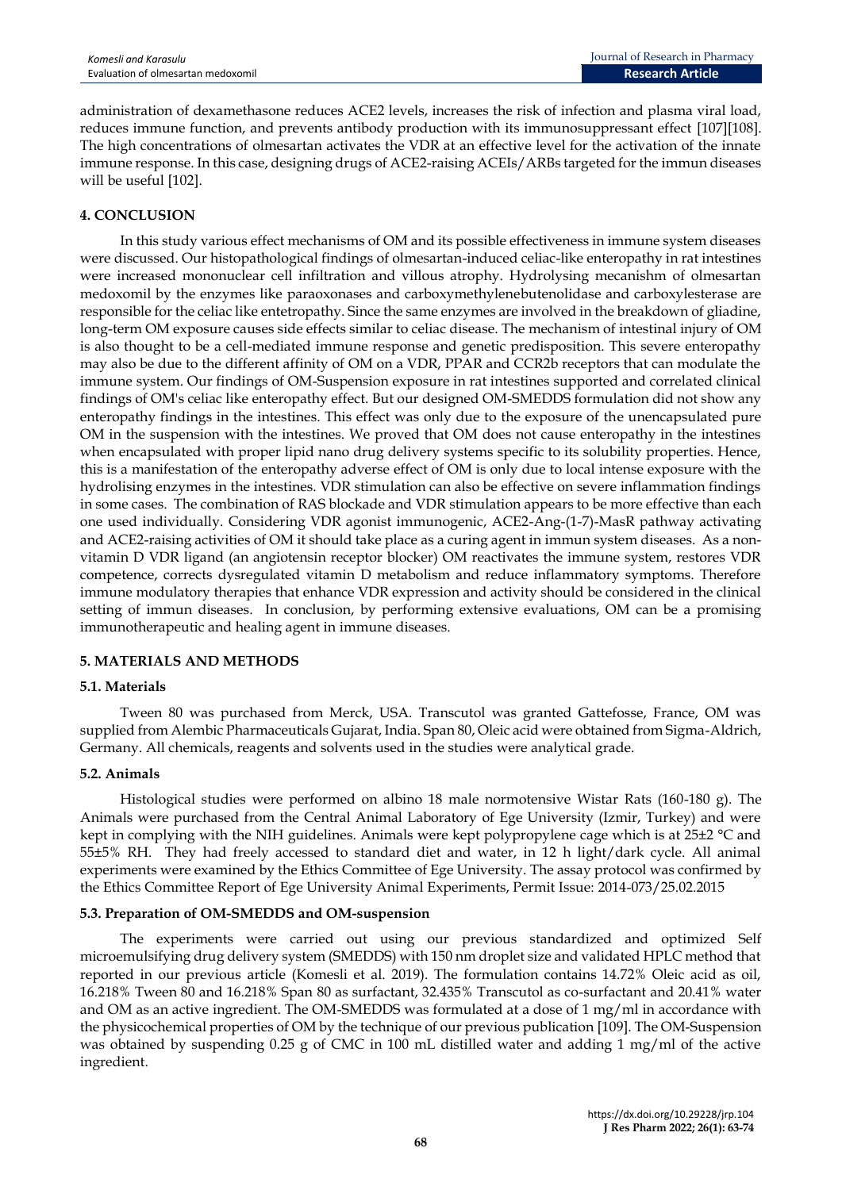administration of dexamethasone reduces ACE2 levels, increases the risk of infection and plasma viral load, reduces immune function, and prevents antibody production with its immunosuppressant effect [107][108]. The high concentrations of olmesartan activates the VDR at an effective level for the activation of the innate immune response. In this case, designing drugs of ACE2-raising ACEIs/ARBs targeted for the immun diseases will be useful [102].

## 4. CONCLUSION

In this study various effect mechanisms of OM and its possible effectiveness in immune system diseases were discussed. Our histopathological findings of olmesartan-induced celiac-like enteropathy in rat intestines were increased mononuclear cell infiltration and villous atrophy. Hydrolysing mecanishm of olmesartan medoxomil by the enzymes like paraoxonases and carboxymethylenebutenolidase and carboxylesterase are responsible for the celiac like entetropathy. Since the same enzymes are involved in the breakdown of gliadine, long-term OM exposure causes side effects similar to celiac disease. The mechanism of intestinal injury of OM is also thought to be a cell-mediated immune response and genetic predisposition. This severe enteropathy may also be due to the different affinity of OM on a VDR, PPAR and CCR2b receptors that can modulate the immune system. Our findings of OM-Suspension exposure in rat intestines supported and correlated clinical findings of OM's celiac like enteropathy effect. But our designed OM-SMEDDS formulation did not show any enteropathy findings in the intestines. This effect was only due to the exposure of the unencapsulated pure OM in the suspension with the intestines. We proved that OM does not cause enteropathy in the intestines when encapsulated with proper lipid nano drug delivery systems specific to its solubility properties. Hence, this is a manifestation of the enteropathy adverse effect of OM is only due to local intense exposure with the hydrolising enzymes in the intestines. VDR stimulation can also be effective on severe inflammation findings in some cases. The combination of RAS blockade and VDR stimulation appears to be more effective than each one used individually. Considering VDR agonist immunogenic, ACE2-Ang-(1-7)-MasR pathway activating and ACE2-raising activities of OM it should take place as a curing agent in immun system diseases. As a non-vitamin D VDR ligand (an angiotensin receptor blocker) OM reactivates the immune system, restores VDR competence, corrects dysregulated vitamin D metabolism and reduce inflammatory symptoms. Therefore immune modulatory therapies that enhance VDR expression and activity should be considered in the clinical setting of immun diseases. In conclusion, by performing extensive evaluations, OM can be a promising immunotherapeutic and healing agent in immune diseases.

## 5. MATERIALS AND METHODS

### 5.1. Materials

Tween 80 was purchased from Merck, USA. Transcutol was granted Gattefosse, France, OM was supplied from Alembic Pharmaceuticals Gujarat, India. Span 80, Oleic acid were obtained from Sigma-Aldrich, Germany. All chemicals, reagents and solvents used in the studies were analytical grade.

### 5.2. Animals

Histological studies were performed on albino 18 male normotensive Wistar Rats (160-180 g). The Animals were purchased from the Central Animal Laboratory of Ege University (Izmir, Turkey) and were kept in complying with the NIH guidelines. Animals were kept polypropylene cage which is at 25±2 °C and 55±5% RH. They had freely accessed to standard diet and water, in 12 h light/dark cycle. All animal experiments were examined by the Ethics Committee of Ege University. The assay protocol was confirmed by the Ethics Committee Report of Ege University Animal Experiments, Permit Issue: 2014-073/25.02.2015

### 5.3. Preparation of OM-SMEDDS and OM-suspension

The experiments were carried out using our previous standardized and optimized Self microemulsifying drug delivery system (SMEDDS) with 150 nm droplet size and validated HPLC method that reported in our previous article (Komesli et al. 2019). The formulation contains 14.72% Oleic acid as oil, 16.218% Tween 80 and 16.218% Span 80 as surfactant, 32.435% Transcutol as co-surfactant and 20.41% water and OM as an active ingredient. The OM-SMEDDS was formulated at a dose of 1 mg/ml in accordance with the physicochemical properties of OM by the technique of our previous publication [109]. The OM-Suspension was obtained by suspending 0.25 g of CMC in 100 mL distilled water and adding 1 mg/ml of the active ingredient.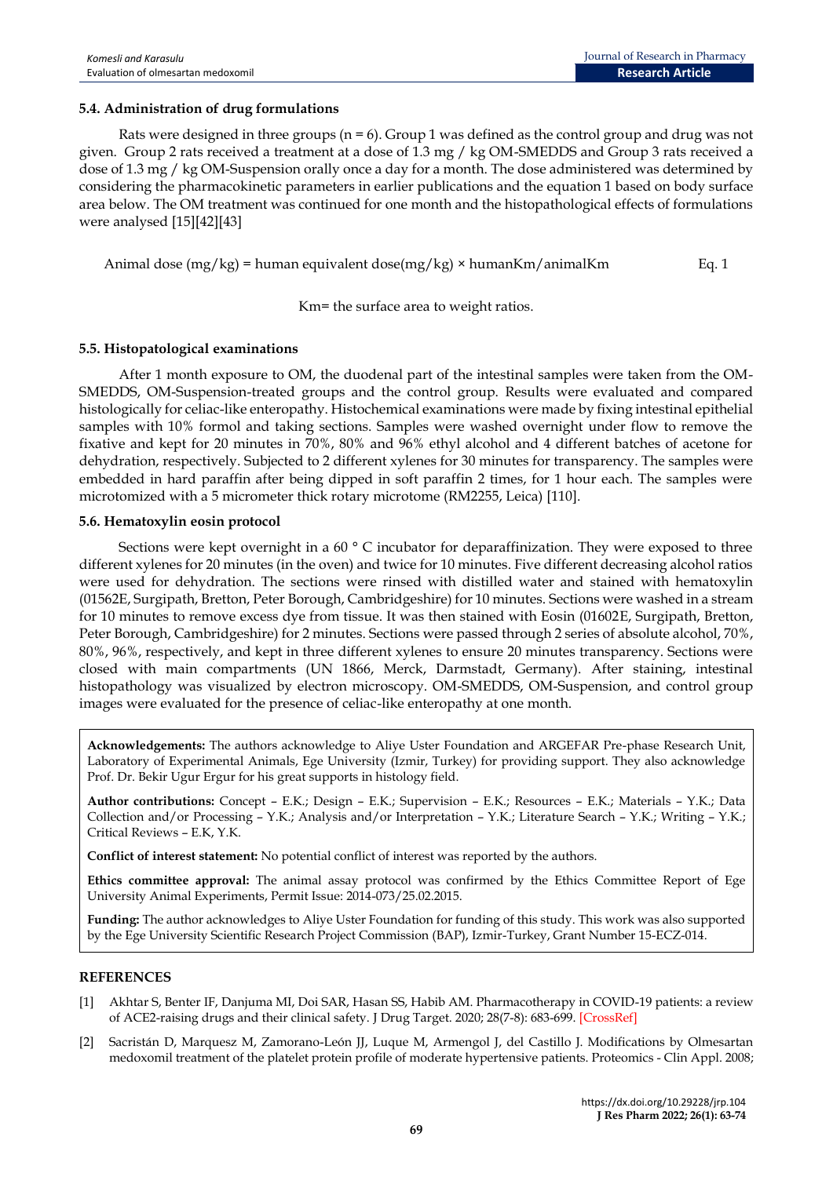### 5.4. Administration of drug formulations

Rats were designed in three groups (n = 6). Group 1 was defined as the control group and drug was not given. Group 2 rats received a treatment at a dose of 1.3 mg / kg OM-SMEDDS and Group 3 rats received a dose of 1.3 mg / kg OM-Suspension orally once a day for a month. The dose administered was determined by considering the pharmacokinetic parameters in earlier publications and the equation 1 based on body surface area below. The OM treatment was continued for one month and the histopathological effects of formulations were analysed [15][42][43]

$$\text{Animal dose (mg/kg)} = \text{human equivalent dose(mg/kg)} \times \text{humanKm/animalKm} \qquad \text{Eq. 1}$$

Km= the surface area to weight ratios.

### 5.5. Histopatological examinations

After 1 month exposure to OM, the duodenal part of the intestinal samples were taken from the OM-SMEDDS, OM-Suspension-treated groups and the control group. Results were evaluated and compared histologically for celiac-like enteropathy. Histochemical examinations were made by fixing intestinal epithelial samples with 10% formol and taking sections. Samples were washed overnight under flow to remove the fixative and kept for 20 minutes in 70%, 80% and 96% ethyl alcohol and 4 different batches of acetone for dehydration, respectively. Subjected to 2 different xylenes for 30 minutes for transparency. The samples were embedded in hard paraffin after being dipped in soft paraffin 2 times, for 1 hour each. The samples were microtomized with a 5 micrometer thick rotary microtome (RM2255, Leica) [110].

### 5.6. Hematoxylin eosin protocol

Sections were kept overnight in a 60 ° C incubator for deparaffinization. They were exposed to three different xylenes for 20 minutes (in the oven) and twice for 10 minutes. Five different decreasing alcohol ratios were used for dehydration. The sections were rinsed with distilled water and stained with hematoxylin (01562E, Surgipath, Bretton, Peter Borough, Cambridgeshire) for 10 minutes. Sections were washed in a stream for 10 minutes to remove excess dye from tissue. It was then stained with Eosin (01602E, Surgipath, Bretton, Peter Borough, Cambridgeshire) for 2 minutes. Sections were passed through 2 series of absolute alcohol, 70%, 80%, 96%, respectively, and kept in three different xylenes to ensure 20 minutes transparency. Sections were closed with main compartments (UN 1866, Merck, Darmstadt, Germany). After staining, intestinal histopathology was visualized by electron microscopy. OM-SMEDDS, OM-Suspension, and control group images were evaluated for the presence of celiac-like enteropathy at one month.

**Acknowledgements:** The authors acknowledge to Aliye Uster Foundation and ARGEFAR Pre-phase Research Unit, Laboratory of Experimental Animals, Ege University (Izmir, Turkey) for providing support. They also acknowledge Prof. Dr. Bekir Ugur Ergur for his great supports in histology field.

**Author contributions:** Concept – E.K.; Design – E.K.; Supervision – E.K.; Resources – E.K.; Materials – Y.K.; Data Collection and/or Processing – Y.K.; Analysis and/or Interpretation – Y.K.; Literature Search – Y.K.; Writing – Y.K.; Critical Reviews – E.K, Y.K.

**Conflict of interest statement:** No potential conflict of interest was reported by the authors.

**Ethics committee approval:** The animal assay protocol was confirmed by the Ethics Committee Report of Ege University Animal Experiments, Permit Issue: 2014-073/25.02.2015.

**Funding:** The author acknowledges to Aliye Uster Foundation for funding of this study. This work was also supported by the Ege University Scientific Research Project Commission (BAP), Izmir-Turkey, Grant Number 15-ECZ-014.

## REFERENCES

[1] Akhtar S, Benter IF, Danjuma MI, Doi SAR, Hasan SS, Habib AM. Pharmacotherapy in COVID-19 patients: a review of ACE2-raising drugs and their clinical safety. J Drug Target. 2020; 28(7-8): 683-699. [CrossRef]

[2] Sacristán D, Marquesz M, Zamorano-León JJ, Luque M, Armengol J, del Castillo J. Modifications by Olmesartan medoxomil treatment of the platelet protein profile of moderate hypertensive patients. Proteomics - Clin Appl. 2008;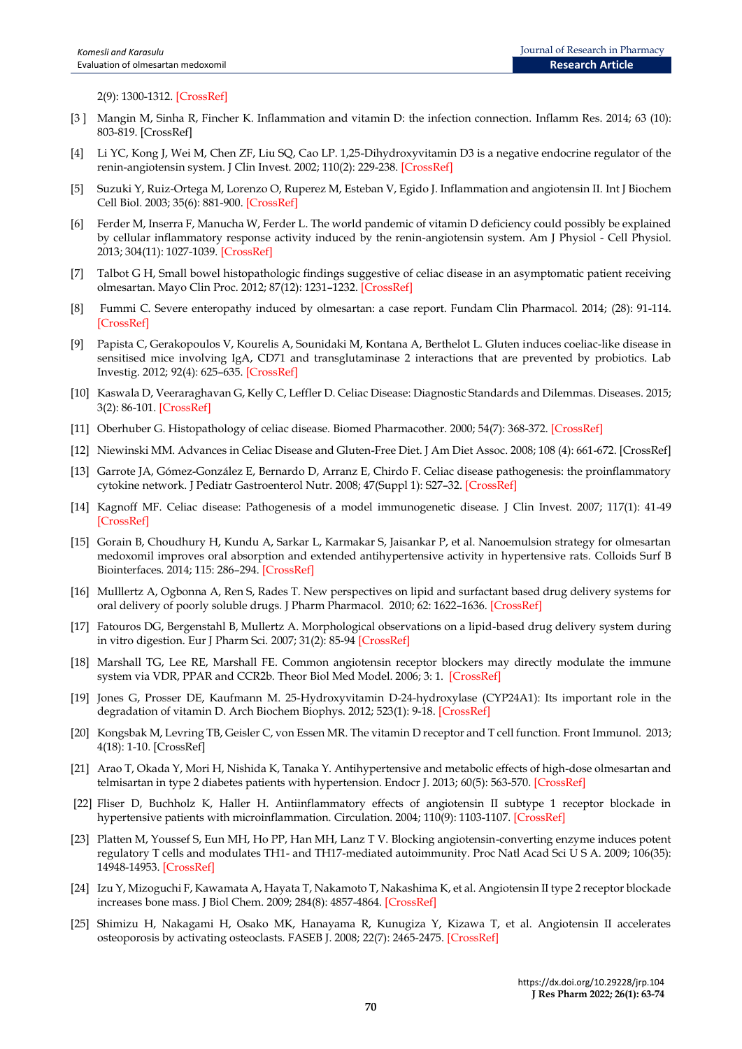2(9): 1300-1312. [CrossRef]

[3 ] Mangin M, Sinha R, Fincher K. Inflammation and vitamin D: the infection connection. Inflamm Res. 2014; 63 (10): 803-819. [CrossRef]

[4] Li YC, Kong J, Wei M, Chen ZF, Liu SQ, Cao LP. 1,25-Dihydroxyvitamin D3 is a negative endocrine regulator of the renin-angiotensin system. J Clin Invest. 2002; 110(2): 229-238. [CrossRef]

[5] Suzuki Y, Ruiz-Ortega M, Lorenzo O, Ruperez M, Esteban V, Egido J. Inflammation and angiotensin II. Int J Biochem Cell Biol. 2003; 35(6): 881-900. [CrossRef]

[6] Ferder M, Inserra F, Manucha W, Ferder L. The world pandemic of vitamin D deficiency could possibly be explained by cellular inflammatory response activity induced by the renin-angiotensin system. Am J Physiol - Cell Physiol. 2013; 304(11): 1027-1039. [CrossRef]

[7] Talbot G H, Small bowel histopathologic findings suggestive of celiac disease in an asymptomatic patient receiving olmesartan. Mayo Clin Proc. 2012; 87(12): 1231–1232. [CrossRef]

[8] Fummi C. Severe enteropathy induced by olmesartan: a case report. Fundam Clin Pharmacol. 2014; (28): 91-114. [CrossRef]

[9] Papista C, Gerakopoulos V, Kourelis A, Sounidaki M, Kontana A, Berthelot L. Gluten induces coeliac-like disease in sensitised mice involving IgA, CD71 and transglutaminase 2 interactions that are prevented by probiotics. Lab Investig. 2012; 92(4): 625–635. [CrossRef]

[10] Kaswala D, Veeraraghavan G, Kelly C, Leffler D. Celiac Disease: Diagnostic Standards and Dilemmas. Diseases. 2015; 3(2): 86-101. [CrossRef]

[11] Oberhuber G. Histopathology of celiac disease. Biomed Pharmacother. 2000; 54(7): 368-372. [CrossRef]

[12] Niewinski MM. Advances in Celiac Disease and Gluten-Free Diet. J Am Diet Assoc. 2008; 108 (4): 661-672. [CrossRef]

[13] Garrote JA, Gómez-González E, Bernardo D, Arranz E, Chirdo F. Celiac disease pathogenesis: the proinflammatory cytokine network. J Pediatr Gastroenterol Nutr. 2008; 47(Suppl 1): S27–32. [CrossRef]

[14] Kagnoff MF. Celiac disease: Pathogenesis of a model immunogenetic disease. J Clin Invest. 2007; 117(1): 41-49 [CrossRef]

[15] Gorain B, Choudhury H, Kundu A, Sarkar L, Karmakar S, Jaisankar P, et al. Nanoemulsion strategy for olmesartan medoxomil improves oral absorption and extended antihypertensive activity in hypertensive rats. Colloids Surf B Biointerfaces. 2014; 115: 286–294. [CrossRef]

[16] Mulllertz A, Ogbonna A, Ren S, Rades T. New perspectives on lipid and surfactant based drug delivery systems for oral delivery of poorly soluble drugs. J Pharm Pharmacol. 2010; 62: 1622–1636. [CrossRef]

[17] Fatouros DG, Bergenstahl B, Mullertz A. Morphological observations on a lipid-based drug delivery system during in vitro digestion. Eur J Pharm Sci. 2007; 31(2): 85-94 [CrossRef]

[18] Marshall TG, Lee RE, Marshall FE. Common angiotensin receptor blockers may directly modulate the immune system via VDR, PPAR and CCR2b. Theor Biol Med Model. 2006; 3: 1. [CrossRef]

[19] Jones G, Prosser DE, Kaufmann M. 25-Hydroxyvitamin D-24-hydroxylase (CYP24A1): Its important role in the degradation of vitamin D. Arch Biochem Biophys. 2012; 523(1): 9-18. [CrossRef]

[20] Kongsbak M, Levring TB, Geisler C, von Essen MR. The vitamin D receptor and T cell function. Front Immunol. 2013; 4(18): 1-10. [CrossRef]

[21] Arao T, Okada Y, Mori H, Nishida K, Tanaka Y. Antihypertensive and metabolic effects of high-dose olmesartan and telmisartan in type 2 diabetes patients with hypertension. Endocr J. 2013; 60(5): 563-570. [CrossRef]

[22] Fliser D, Buchholz K, Haller H. Antiinflammatory effects of angiotensin II subtype 1 receptor blockade in hypertensive patients with microinflammation. Circulation. 2004; 110(9): 1103-1107. [CrossRef]

[23] Platten M, Youssef S, Eun MH, Ho PP, Han MH, Lanz T V. Blocking angiotensin-converting enzyme induces potent regulatory T cells and modulates TH1- and TH17-mediated autoimmunity. Proc Natl Acad Sci U S A. 2009; 106(35): 14948-14953. [CrossRef]

[24] Izu Y, Mizoguchi F, Kawamata A, Hayata T, Nakamoto T, Nakashima K, et al. Angiotensin II type 2 receptor blockade increases bone mass. J Biol Chem. 2009; 284(8): 4857-4864. [CrossRef]

[25] Shimizu H, Nakagami H, Osako MK, Hanayama R, Kunugiza Y, Kizawa T, et al. Angiotensin II accelerates osteoporosis by activating osteoclasts. FASEB J. 2008; 22(7): 2465-2475. [CrossRef]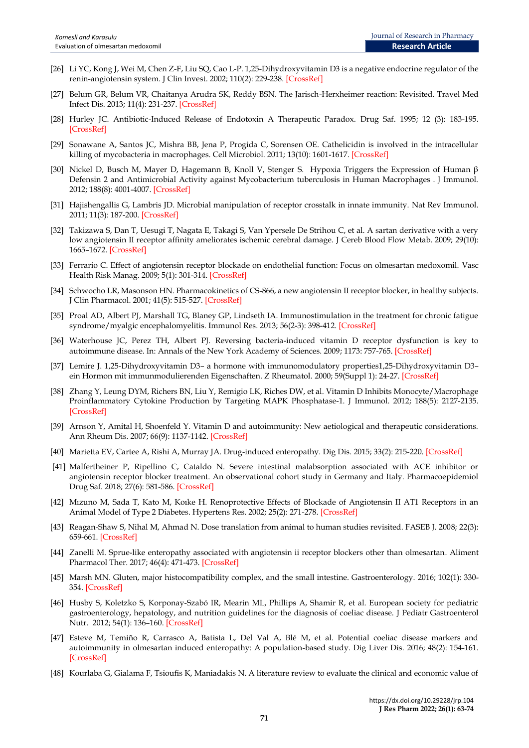[26] Li YC, Kong J, Wei M, Chen Z-F, Liu SQ, Cao L-P. 1,25-Dihydroxyvitamin D3 is a negative endocrine regulator of the renin-angiotensin system. J Clin Invest. 2002; 110(2): 229-238. [CrossRef]

[27] Belum GR, Belum VR, Chaitanya Arudra SK, Reddy BSN. The Jarisch-Herxheimer reaction: Revisited. Travel Med Infect Dis. 2013; 11(4): 231-237. [CrossRef]

[28] Hurley JC. Antibiotic-Induced Release of Endotoxin A Therapeutic Paradox. Drug Saf. 1995; 12 (3): 183-195. [CrossRef]

[29] Sonawane A, Santos JC, Mishra BB, Jena P, Progida C, Sorensen OE. Cathelicidin is involved in the intracellular killing of mycobacteria in macrophages. Cell Microbiol. 2011; 13(10): 1601-1617. [CrossRef]

[30] Nickel D, Busch M, Mayer D, Hagemann B, Knoll V, Stenger S. Hypoxia Triggers the Expression of Human β Defensin 2 and Antimicrobial Activity against Mycobacterium tuberculosis in Human Macrophages . J Immunol. 2012; 188(8): 4001-4007. [CrossRef]

[31] Hajishengallis G, Lambris JD. Microbial manipulation of receptor crosstalk in innate immunity. Nat Rev Immunol. 2011; 11(3): 187-200. [CrossRef]

[32] Takizawa S, Dan T, Uesugi T, Nagata E, Takagi S, Van Ypersele De Strihou C, et al. A sartan derivative with a very low angiotensin II receptor affinity ameliorates ischemic cerebral damage. J Cereb Blood Flow Metab. 2009; 29(10): 1665–1672. [CrossRef]

[33] Ferrario C. Effect of angiotensin receptor blockade on endothelial function: Focus on olmesartan medoxomil. Vasc Health Risk Manag. 2009; 5(1): 301-314. [CrossRef]

[34] Schwocho LR, Masonson HN. Pharmacokinetics of CS-866, a new angiotensin II receptor blocker, in healthy subjects. J Clin Pharmacol. 2001; 41(5): 515-527. [CrossRef]

[35] Proal AD, Albert PJ, Marshall TG, Blaney GP, Lindseth IA. Immunostimulation in the treatment for chronic fatigue syndrome/myalgic encephalomyelitis. Immunol Res. 2013; 56(2-3): 398-412. [CrossRef]

[36] Waterhouse JC, Perez TH, Albert PJ. Reversing bacteria-induced vitamin D receptor dysfunction is key to autoimmune disease. In: Annals of the New York Academy of Sciences. 2009; 1173: 757-765. [CrossRef]

[37] Lemire J. 1,25-Dihydroxyvitamin D3– a hormone with immunomodulatory properties1,25-Dihydroxyvitamin D3– ein Hormon mit immunmodulierenden Eigenschaften. Z Rheumatol. 2000; 59(Suppl 1): 24-27. [CrossRef]

[38] Zhang Y, Leung DYM, Richers BN, Liu Y, Remigio LK, Riches DW, et al. Vitamin D Inhibits Monocyte/Macrophage Proinflammatory Cytokine Production by Targeting MAPK Phosphatase-1. J Immunol. 2012; 188(5): 2127-2135. [CrossRef]

[39] Arnson Y, Amital H, Shoenfeld Y. Vitamin D and autoimmunity: New aetiological and therapeutic considerations. Ann Rheum Dis. 2007; 66(9): 1137-1142. [CrossRef]

[40] Marietta EV, Cartee A, Rishi A, Murray JA. Drug-induced enteropathy. Dig Dis. 2015; 33(2): 215-220. [CrossRef]

[41] Malfertheiner P, Ripellino C, Cataldo N. Severe intestinal malabsorption associated with ACE inhibitor or angiotensin receptor blocker treatment. An observational cohort study in Germany and Italy. Pharmacoepidemiol Drug Saf. 2018; 27(6): 581-586. [CrossRef]

[42] Mızuno M, Sada T, Kato M, Koıke H. Renoprotective Effects of Blockade of Angiotensin II AT1 Receptors in an Animal Model of Type 2 Diabetes. Hypertens Res. 2002; 25(2): 271-278. [CrossRef]

[43] Reagan-Shaw S, Nihal M, Ahmad N. Dose translation from animal to human studies revisited. FASEB J. 2008; 22(3): 659-661. [CrossRef]

[44] Zanelli M. Sprue-like enteropathy associated with angiotensin ii receptor blockers other than olmesartan. Aliment Pharmacol Ther. 2017; 46(4): 471-473. [CrossRef]

[45] Marsh MN. Gluten, major histocompatibility complex, and the small intestine. Gastroenterology. 2016; 102(1): 330-354. [CrossRef]

[46] Husby S, Koletzko S, Korponay-Szabó IR, Mearin ML, Phillips A, Shamir R, et al. European society for pediatric gastroenterology, hepatology, and nutrition guidelines for the diagnosis of coeliac disease. J Pediatr Gastroenterol Nutr. 2012; 54(1): 136–160. [CrossRef]

[47] Esteve M, Temiño R, Carrasco A, Batista L, Del Val A, Blé M, et al. Potential coeliac disease markers and autoimmunity in olmesartan induced enteropathy: A population-based study. Dig Liver Dis. 2016; 48(2): 154-161. [CrossRef]

[48] Kourlaba G, Gialama F, Tsioufis K, Maniadakis N. A literature review to evaluate the clinical and economic value of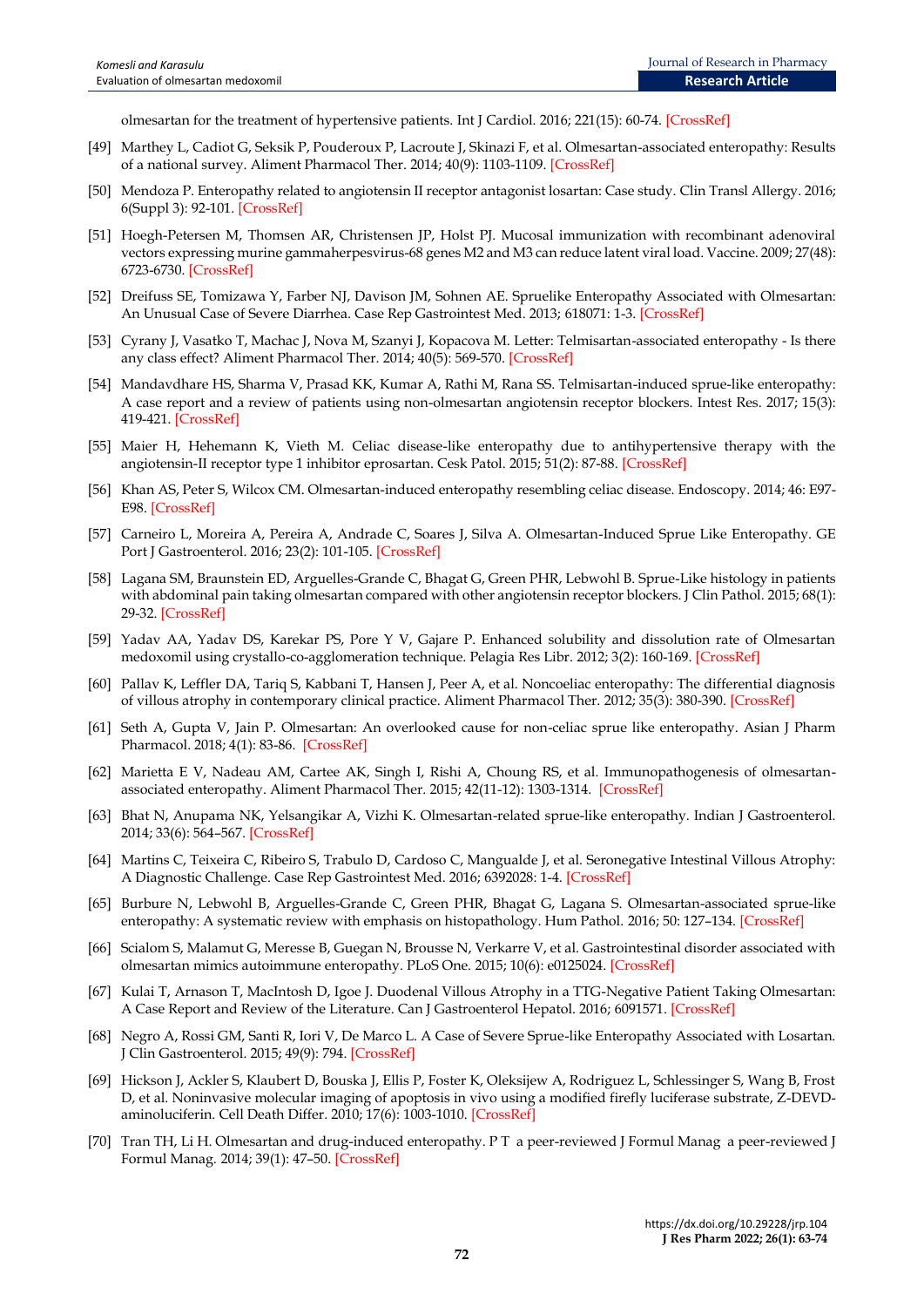olmesartan for the treatment of hypertensive patients. Int J Cardiol. 2016; 221(15): 60-74. [CrossRef]

[49] Marthey L, Cadiot G, Seksik P, Pouderoux P, Lacroute J, Skinazi F, et al. Olmesartan-associated enteropathy: Results of a national survey. Aliment Pharmacol Ther. 2014; 40(9): 1103-1109. [CrossRef]

[50] Mendoza P. Enteropathy related to angiotensin II receptor antagonist losartan: Case study. Clin Transl Allergy. 2016; 6(Suppl 3): 92-101. [CrossRef]

[51] Hoegh-Petersen M, Thomsen AR, Christensen JP, Holst PJ. Mucosal immunization with recombinant adenoviral vectors expressing murine gammaherpesvirus-68 genes M2 and M3 can reduce latent viral load. Vaccine. 2009; 27(48): 6723-6730. [CrossRef]

[52] Dreifuss SE, Tomizawa Y, Farber NJ, Davison JM, Sohnen AE. Spruelike Enteropathy Associated with Olmesartan: An Unusual Case of Severe Diarrhea. Case Rep Gastrointest Med. 2013; 618071: 1-3. [CrossRef]

[53] Cyrany J, Vasatko T, Machac J, Nova M, Szanyi J, Kopacova M. Letter: Telmisartan-associated enteropathy - Is there any class effect? Aliment Pharmacol Ther. 2014; 40(5): 569-570. [CrossRef]

[54] Mandavdhare HS, Sharma V, Prasad KK, Kumar A, Rathi M, Rana SS. Telmisartan-induced sprue-like enteropathy: A case report and a review of patients using non-olmesartan angiotensin receptor blockers. Intest Res. 2017; 15(3): 419-421. [CrossRef]

[55] Maier H, Hehemann K, Vieth M. Celiac disease-like enteropathy due to antihypertensive therapy with the angiotensin-II receptor type 1 inhibitor eprosartan. Cesk Patol. 2015; 51(2): 87-88. [CrossRef]

[56] Khan AS, Peter S, Wilcox CM. Olmesartan-induced enteropathy resembling celiac disease. Endoscopy. 2014; 46: E97-E98. [CrossRef]

[57] Carneiro L, Moreira A, Pereira A, Andrade C, Soares J, Silva A. Olmesartan-Induced Sprue Like Enteropathy. GE Port J Gastroenterol. 2016; 23(2): 101-105. [CrossRef]

[58] Lagana SM, Braunstein ED, Arguelles-Grande C, Bhagat G, Green PHR, Lebwohl B. Sprue-Like histology in patients with abdominal pain taking olmesartan compared with other angiotensin receptor blockers. J Clin Pathol. 2015; 68(1): 29-32. [CrossRef]

[59] Yadav AA, Yadav DS, Karekar PS, Pore Y V, Gajare P. Enhanced solubility and dissolution rate of Olmesartan medoxomil using crystallo-co-agglomeration technique. Pelagia Res Libr. 2012; 3(2): 160-169. [CrossRef]

[60] Pallav K, Leffler DA, Tariq S, Kabbani T, Hansen J, Peer A, et al. Noncoeliac enteropathy: The differential diagnosis of villous atrophy in contemporary clinical practice. Aliment Pharmacol Ther. 2012; 35(3): 380-390. [CrossRef]

[61] Seth A, Gupta V, Jain P. Olmesartan: An overlooked cause for non-celiac sprue like enteropathy. Asian J Pharm Pharmacol. 2018; 4(1): 83-86. [CrossRef]

[62] Marietta E V, Nadeau AM, Cartee AK, Singh I, Rishi A, Choung RS, et al. Immunopathogenesis of olmesartan-associated enteropathy. Aliment Pharmacol Ther. 2015; 42(11-12): 1303-1314. [CrossRef]

[63] Bhat N, Anupama NK, Yelsangikar A, Vizhi K. Olmesartan-related sprue-like enteropathy. Indian J Gastroenterol. 2014; 33(6): 564–567. [CrossRef]

[64] Martins C, Teixeira C, Ribeiro S, Trabulo D, Cardoso C, Mangualde J, et al. Seronegative Intestinal Villous Atrophy: A Diagnostic Challenge. Case Rep Gastrointest Med. 2016; 6392028: 1-4. [CrossRef]

[65] Burbure N, Lebwohl B, Arguelles-Grande C, Green PHR, Bhagat G, Lagana S. Olmesartan-associated sprue-like enteropathy: A systematic review with emphasis on histopathology. Hum Pathol. 2016; 50: 127–134. [CrossRef]

[66] Scialom S, Malamut G, Meresse B, Guegan N, Brousse N, Verkarre V, et al. Gastrointestinal disorder associated with olmesartan mimics autoimmune enteropathy. PLoS One. 2015; 10(6): e0125024. [CrossRef]

[67] Kulai T, Arnason T, MacIntosh D, Igoe J. Duodenal Villous Atrophy in a TTG-Negative Patient Taking Olmesartan: A Case Report and Review of the Literature. Can J Gastroenterol Hepatol. 2016; 6091571. [CrossRef]

[68] Negro A, Rossi GM, Santi R, Iori V, De Marco L. A Case of Severe Sprue-like Enteropathy Associated with Losartan. J Clin Gastroenterol. 2015; 49(9): 794. [CrossRef]

[69] Hickson J, Ackler S, Klaubert D, Bouska J, Ellis P, Foster K, Oleksijew A, Rodriguez L, Schlessinger S, Wang B, Frost D, et al. Noninvasive molecular imaging of apoptosis in vivo using a modified firefly luciferase substrate, Z-DEVD-aminoluciferin. Cell Death Differ. 2010; 17(6): 1003-1010. [CrossRef]

[70] Tran TH, Li H. Olmesartan and drug-induced enteropathy. P T a peer-reviewed J Formul Manag a peer-reviewed J Formul Manag. 2014; 39(1): 47–50. [CrossRef]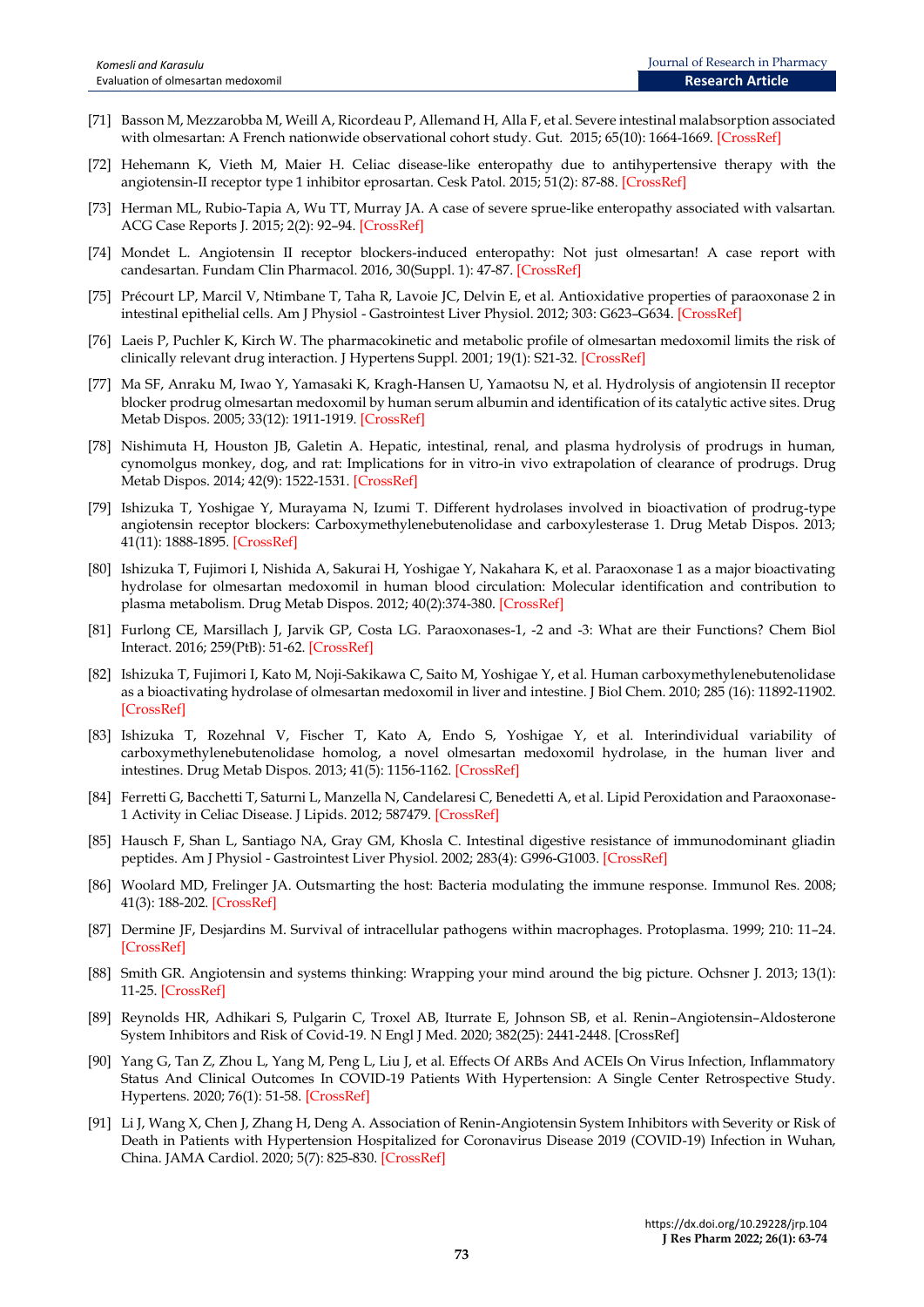[71] Basson M, Mezzarobba M, Weill A, Ricordeau P, Allemand H, Alla F, et al. Severe intestinal malabsorption associated with olmesartan: A French nationwide observational cohort study. Gut. 2015; 65(10): 1664-1669. [CrossRef]

[72] Hehemann K, Vieth M, Maier H. Celiac disease-like enteropathy due to antihypertensive therapy with the angiotensin-II receptor type 1 inhibitor eprosartan. Cesk Patol. 2015; 51(2): 87-88. [CrossRef]

[73] Herman ML, Rubio-Tapia A, Wu TT, Murray JA. A case of severe sprue-like enteropathy associated with valsartan. ACG Case Reports J. 2015; 2(2): 92–94. [CrossRef]

[74] Mondet L. Angiotensin II receptor blockers-induced enteropathy: Not just olmesartan! A case report with candesartan. Fundam Clin Pharmacol. 2016, 30(Suppl. 1): 47-87. [CrossRef]

[75] Précourt LP, Marcil V, Ntimbane T, Taha R, Lavoie JC, Delvin E, et al. Antioxidative properties of paraoxonase 2 in intestinal epithelial cells. Am J Physiol - Gastrointest Liver Physiol. 2012; 303: G623–G634. [CrossRef]

[76] Laeis P, Puchler K, Kirch W. The pharmacokinetic and metabolic profile of olmesartan medoxomil limits the risk of clinically relevant drug interaction. J Hypertens Suppl. 2001; 19(1): S21-32. [CrossRef]

[77] Ma SF, Anraku M, Iwao Y, Yamasaki K, Kragh-Hansen U, Yamaotsu N, et al. Hydrolysis of angiotensin II receptor blocker prodrug olmesartan medoxomil by human serum albumin and identification of its catalytic active sites. Drug Metab Dispos. 2005; 33(12): 1911-1919. [CrossRef]

[78] Nishimuta H, Houston JB, Galetin A. Hepatic, intestinal, renal, and plasma hydrolysis of prodrugs in human, cynomolgus monkey, dog, and rat: Implications for in vitro-in vivo extrapolation of clearance of prodrugs. Drug Metab Dispos. 2014; 42(9): 1522-1531. [CrossRef]

[79] Ishizuka T, Yoshigae Y, Murayama N, Izumi T. Different hydrolases involved in bioactivation of prodrug-type angiotensin receptor blockers: Carboxymethylenebutenolidase and carboxylesterase 1. Drug Metab Dispos. 2013; 41(11): 1888-1895. [CrossRef]

[80] Ishizuka T, Fujimori I, Nishida A, Sakurai H, Yoshigae Y, Nakahara K, et al. Paraoxonase 1 as a major bioactivating hydrolase for olmesartan medoxomil in human blood circulation: Molecular identification and contribution to plasma metabolism. Drug Metab Dispos. 2012; 40(2):374-380. [CrossRef]

[81] Furlong CE, Marsillach J, Jarvik GP, Costa LG. Paraoxonases-1, -2 and -3: What are their Functions? Chem Biol Interact. 2016; 259(PtB): 51-62. [CrossRef]

[82] Ishizuka T, Fujimori I, Kato M, Noji-Sakikawa C, Saito M, Yoshigae Y, et al. Human carboxymethylenebutenolidase as a bioactivating hydrolase of olmesartan medoxomil in liver and intestine. J Biol Chem. 2010; 285 (16): 11892-11902. [CrossRef]

[83] Ishizuka T, Rozehnal V, Fischer T, Kato A, Endo S, Yoshigae Y, et al. Interindividual variability of carboxymethylenebutenolidase homolog, a novel olmesartan medoxomil hydrolase, in the human liver and intestines. Drug Metab Dispos. 2013; 41(5): 1156-1162. [CrossRef]

[84] Ferretti G, Bacchetti T, Saturni L, Manzella N, Candelaresi C, Benedetti A, et al. Lipid Peroxidation and Paraoxonase-1 Activity in Celiac Disease. J Lipids. 2012; 587479. [CrossRef]

[85] Hausch F, Shan L, Santiago NA, Gray GM, Khosla C. Intestinal digestive resistance of immunodominant gliadin peptides. Am J Physiol - Gastrointest Liver Physiol. 2002; 283(4): G996-G1003. [CrossRef]

[86] Woolard MD, Frelinger JA. Outsmarting the host: Bacteria modulating the immune response. Immunol Res. 2008; 41(3): 188-202. [CrossRef]

[87] Dermine JF, Desjardins M. Survival of intracellular pathogens within macrophages. Protoplasma. 1999; 210: 11–24. [CrossRef]

[88] Smith GR. Angiotensin and systems thinking: Wrapping your mind around the big picture. Ochsner J. 2013; 13(1): 11-25. [CrossRef]

[89] Reynolds HR, Adhikari S, Pulgarin C, Troxel AB, Iturrate E, Johnson SB, et al. Renin–Angiotensin–Aldosterone System Inhibitors and Risk of Covid-19. N Engl J Med. 2020; 382(25): 2441-2448. [CrossRef]

[90] Yang G, Tan Z, Zhou L, Yang M, Peng L, Liu J, et al. Effects Of ARBs And ACEIs On Virus Infection, Inflammatory Status And Clinical Outcomes In COVID-19 Patients With Hypertension: A Single Center Retrospective Study. Hypertens. 2020; 76(1): 51-58. [CrossRef]

[91] Li J, Wang X, Chen J, Zhang H, Deng A. Association of Renin-Angiotensin System Inhibitors with Severity or Risk of Death in Patients with Hypertension Hospitalized for Coronavirus Disease 2019 (COVID-19) Infection in Wuhan, China. JAMA Cardiol. 2020; 5(7): 825-830. [CrossRef]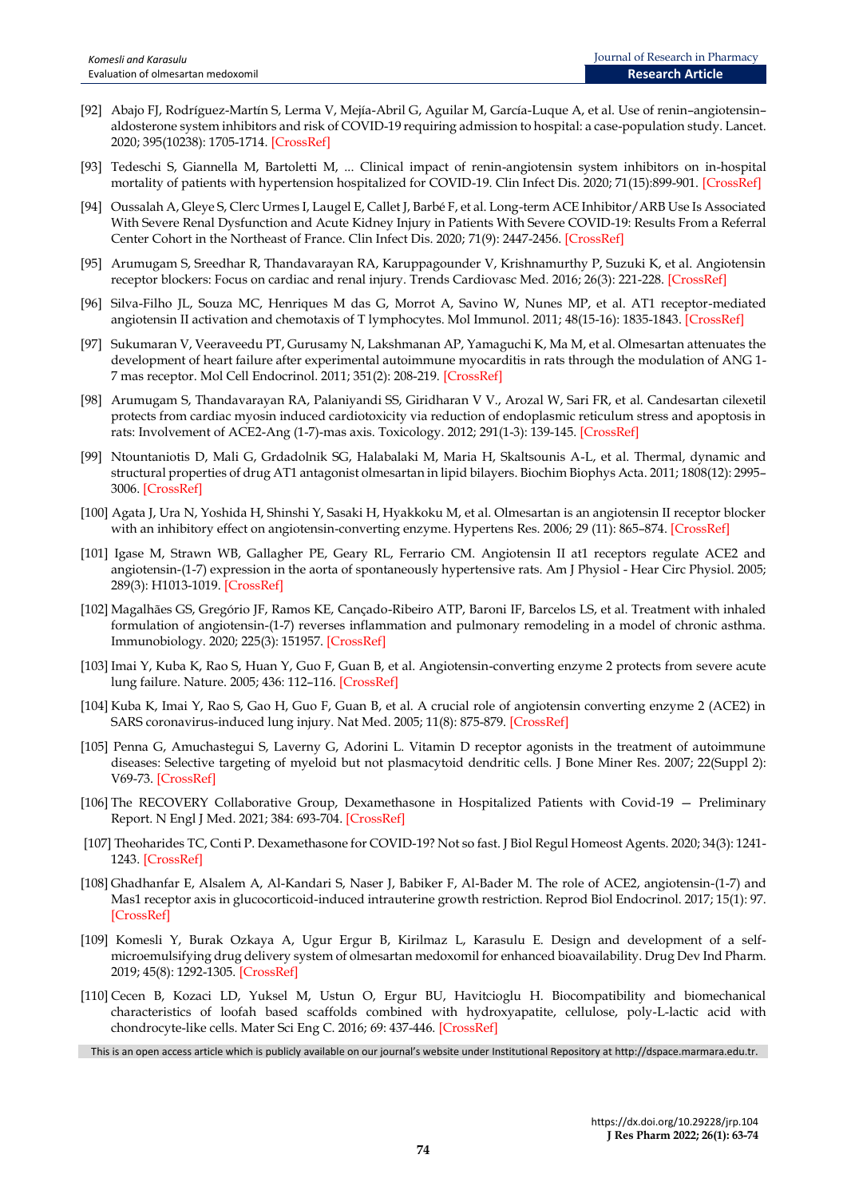[92] Abajo FJ, Rodríguez-Martín S, Lerma V, Mejía-Abril G, Aguilar M, García-Luque A, et al. Use of renin–angiotensin–aldosterone system inhibitors and risk of COVID-19 requiring admission to hospital: a case-population study. Lancet. 2020; 395(10238): 1705-1714. [CrossRef]

[93] Tedeschi S, Giannella M, Bartoletti M, ... Clinical impact of renin-angiotensin system inhibitors on in-hospital mortality of patients with hypertension hospitalized for COVID-19. Clin Infect Dis. 2020; 71(15):899-901. [CrossRef]

[94] Oussalah A, Gleye S, Clerc Urmes I, Laugel E, Callet J, Barbé F, et al. Long-term ACE Inhibitor/ARB Use Is Associated With Severe Renal Dysfunction and Acute Kidney Injury in Patients With Severe COVID-19: Results From a Referral Center Cohort in the Northeast of France. Clin Infect Dis. 2020; 71(9): 2447-2456. [CrossRef]

[95] Arumugam S, Sreedhar R, Thandavarayan RA, Karuppagounder V, Krishnamurthy P, Suzuki K, et al. Angiotensin receptor blockers: Focus on cardiac and renal injury. Trends Cardiovasc Med. 2016; 26(3): 221-228. [CrossRef]

[96] Silva-Filho JL, Souza MC, Henriques M das G, Morrot A, Savino W, Nunes MP, et al. AT1 receptor-mediated angiotensin II activation and chemotaxis of T lymphocytes. Mol Immunol. 2011; 48(15-16): 1835-1843. [CrossRef]

[97] Sukumaran V, Veeraveedu PT, Gurusamy N, Lakshmanan AP, Yamaguchi K, Ma M, et al. Olmesartan attenuates the development of heart failure after experimental autoimmune myocarditis in rats through the modulation of ANG 1-7 mas receptor. Mol Cell Endocrinol. 2011; 351(2): 208-219. [CrossRef]

[98] Arumugam S, Thandavarayan RA, Palaniyandi SS, Giridharan V V., Arozal W, Sari FR, et al. Candesartan cilexetil protects from cardiac myosin induced cardiotoxicity via reduction of endoplasmic reticulum stress and apoptosis in rats: Involvement of ACE2-Ang (1-7)-mas axis. Toxicology. 2012; 291(1-3): 139-145. [CrossRef]

[99] Ntountaniotis D, Mali G, Grdadolnik SG, Halabalaki M, Maria H, Skaltsounis A-L, et al. Thermal, dynamic and structural properties of drug AT1 antagonist olmesartan in lipid bilayers. Biochim Biophys Acta. 2011; 1808(12): 2995–3006. [CrossRef]

[100] Agata J, Ura N, Yoshida H, Shinshi Y, Sasaki H, Hyakkoku M, et al. Olmesartan is an angiotensin II receptor blocker with an inhibitory effect on angiotensin-converting enzyme. Hypertens Res. 2006; 29 (11): 865–874. [CrossRef]

[101] Igase M, Strawn WB, Gallagher PE, Geary RL, Ferrario CM. Angiotensin II at1 receptors regulate ACE2 and angiotensin-(1-7) expression in the aorta of spontaneously hypertensive rats. Am J Physiol - Hear Circ Physiol. 2005; 289(3): H1013-1019. [CrossRef]

[102] Magalhães GS, Gregório JF, Ramos KE, Cançado-Ribeiro ATP, Baroni IF, Barcelos LS, et al. Treatment with inhaled formulation of angiotensin-(1-7) reverses inflammation and pulmonary remodeling in a model of chronic asthma. Immunobiology. 2020; 225(3): 151957. [CrossRef]

[103] Imai Y, Kuba K, Rao S, Huan Y, Guo F, Guan B, et al. Angiotensin-converting enzyme 2 protects from severe acute lung failure. Nature. 2005; 436: 112–116. [CrossRef]

[104] Kuba K, Imai Y, Rao S, Gao H, Guo F, Guan B, et al. A crucial role of angiotensin converting enzyme 2 (ACE2) in SARS coronavirus-induced lung injury. Nat Med. 2005; 11(8): 875-879. [CrossRef]

[105] Penna G, Amuchastegui S, Laverny G, Adorini L. Vitamin D receptor agonists in the treatment of autoimmune diseases: Selective targeting of myeloid but not plasmacytoid dendritic cells. J Bone Miner Res. 2007; 22(Suppl 2): V69-73. [CrossRef]

[106] The RECOVERY Collaborative Group, Dexamethasone in Hospitalized Patients with Covid-19 — Preliminary Report. N Engl J Med. 2021; 384: 693-704. [CrossRef]

[107] Theoharides TC, Conti P. Dexamethasone for COVID-19? Not so fast. J Biol Regul Homeost Agents. 2020; 34(3): 1241-1243. [CrossRef]

[108] Ghadhanfar E, Alsalem A, Al-Kandari S, Naser J, Babiker F, Al-Bader M. The role of ACE2, angiotensin-(1-7) and Mas1 receptor axis in glucocorticoid-induced intrauterine growth restriction. Reprod Biol Endocrinol. 2017; 15(1): 97. [CrossRef]

[109] Komesli Y, Burak Ozkaya A, Ugur Ergur B, Kirilmaz L, Karasulu E. Design and development of a self-microemulsifying drug delivery system of olmesartan medoxomil for enhanced bioavailability. Drug Dev Ind Pharm. 2019; 45(8): 1292-1305. [CrossRef]

[110] Cecen B, Kozaci LD, Yuksel M, Ustun O, Ergur BU, Havitcioglu H. Biocompatibility and biomechanical characteristics of loofah based scaffolds combined with hydroxyapatite, cellulose, poly-L-lactic acid with chondrocyte-like cells. Mater Sci Eng C. 2016; 69: 437-446. [CrossRef]

This is an open access article which is publicly available on our journal's website under Institutional Repository at http://dspace.marmara.edu.tr.